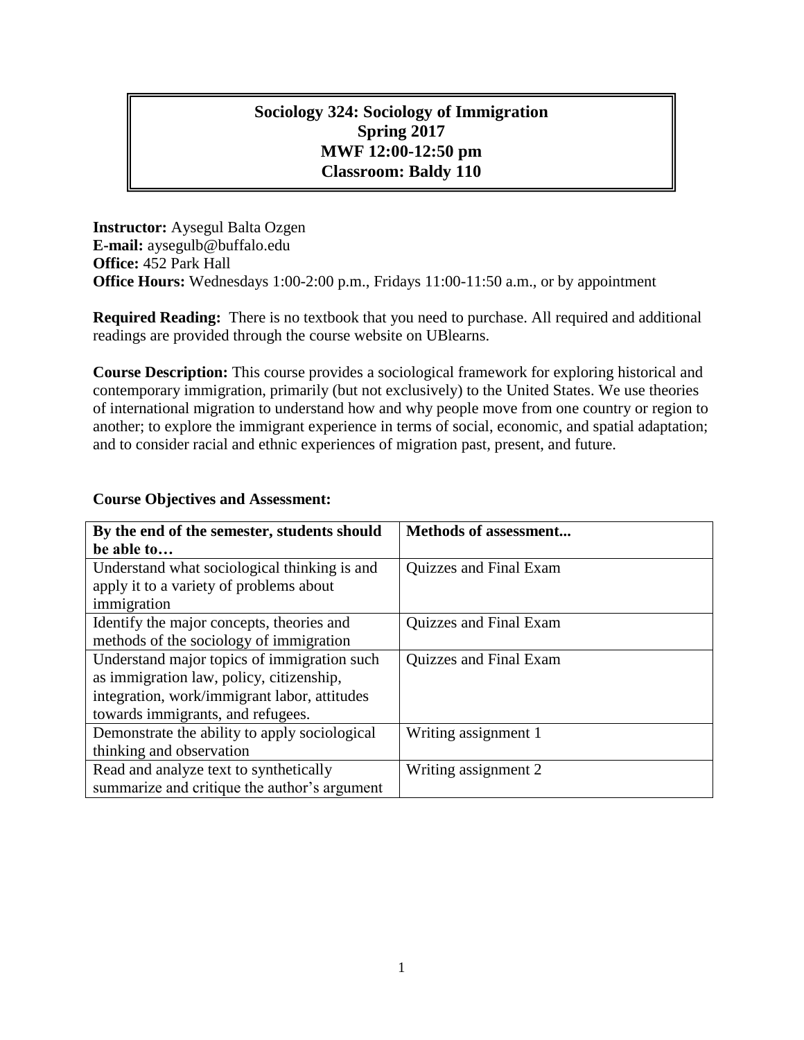# Sociology 324: Sociology of Immigration
## Spring 2017
## MWF 12:00-12:50 pm
## Classroom: Baldy 110

**Instructor:** Aysegul Balta Ozgen
**E-mail:** aysegulb@buffalo.edu
**Office:** 452 Park Hall
**Office Hours:** Wednesdays 1:00-2:00 p.m., Fridays 11:00-11:50 a.m., or by appointment

**Required Reading:** There is no textbook that you need to purchase. All required and additional readings are provided through the course website on UBlearns.

**Course Description:** This course provides a sociological framework for exploring historical and contemporary immigration, primarily (but not exclusively) to the United States. We use theories of international migration to understand how and why people move from one country or region to another; to explore the immigrant experience in terms of social, economic, and spatial adaptation; and to consider racial and ethnic experiences of migration past, present, and future.

**Course Objectives and Assessment:**

| By the end of the semester, students should be able to… | Methods of assessment... |
| --- | --- |
| Understand what sociological thinking is and apply it to a variety of problems about immigration | Quizzes and Final Exam |
| Identify the major concepts, theories and methods of the sociology of immigration | Quizzes and Final Exam |
| Understand major topics of immigration such as immigration law, policy, citizenship, integration, work/immigrant labor, attitudes towards immigrants, and refugees. | Quizzes and Final Exam |
| Demonstrate the ability to apply sociological thinking and observation | Writing assignment 1 |
| Read and analyze text to synthetically summarize and critique the author's argument | Writing assignment 2 |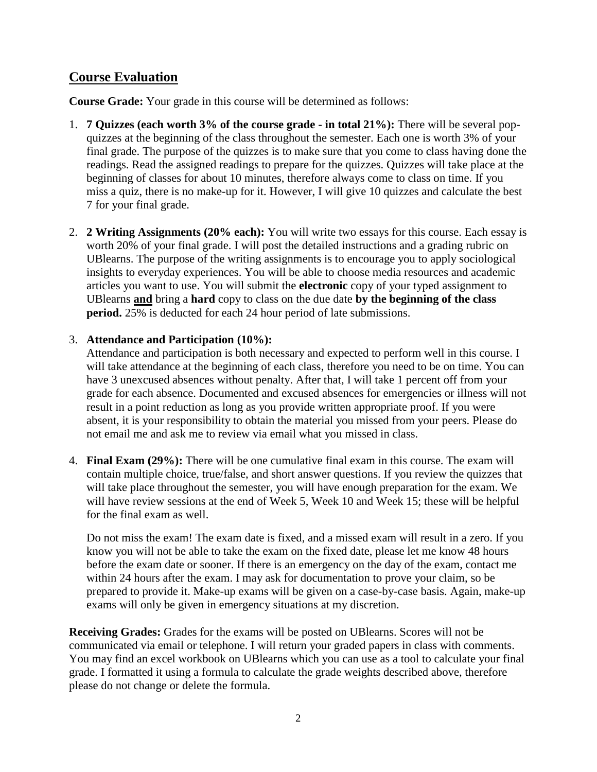## Course Evaluation

**Course Grade:** Your grade in this course will be determined as follows:

1. **7 Quizzes (each worth 3% of the course grade - in total 21%):** There will be several pop-quizzes at the beginning of the class throughout the semester. Each one is worth 3% of your final grade. The purpose of the quizzes is to make sure that you come to class having done the readings. Read the assigned readings to prepare for the quizzes. Quizzes will take place at the beginning of classes for about 10 minutes, therefore always come to class on time. If you miss a quiz, there is no make-up for it. However, I will give 10 quizzes and calculate the best 7 for your final grade.

2. **2 Writing Assignments (20% each):** You will write two essays for this course. Each essay is worth 20% of your final grade. I will post the detailed instructions and a grading rubric on UBlearns. The purpose of the writing assignments is to encourage you to apply sociological insights to everyday experiences. You will be able to choose media resources and academic articles you want to use. You will submit the **electronic** copy of your typed assignment to UBlearns **and** bring a **hard** copy to class on the due date **by the beginning of the class period.** 25% is deducted for each 24 hour period of late submissions.

3. **Attendance and Participation (10%):**
   Attendance and participation is both necessary and expected to perform well in this course. I will take attendance at the beginning of each class, therefore you need to be on time. You can have 3 unexcused absences without penalty. After that, I will take 1 percent off from your grade for each absence. Documented and excused absences for emergencies or illness will not result in a point reduction as long as you provide written appropriate proof. If you were absent, it is your responsibility to obtain the material you missed from your peers. Please do not email me and ask me to review via email what you missed in class.

4. **Final Exam (29%):** There will be one cumulative final exam in this course. The exam will contain multiple choice, true/false, and short answer questions. If you review the quizzes that will take place throughout the semester, you will have enough preparation for the exam. We will have review sessions at the end of Week 5, Week 10 and Week 15; these will be helpful for the final exam as well.

   Do not miss the exam! The exam date is fixed, and a missed exam will result in a zero. If you know you will not be able to take the exam on the fixed date, please let me know 48 hours before the exam date or sooner. If there is an emergency on the day of the exam, contact me within 24 hours after the exam. I may ask for documentation to prove your claim, so be prepared to provide it. Make-up exams will be given on a case-by-case basis. Again, make-up exams will only be given in emergency situations at my discretion.

**Receiving Grades:** Grades for the exams will be posted on UBlearns. Scores will not be communicated via email or telephone. I will return your graded papers in class with comments. You may find an excel workbook on UBlearns which you can use as a tool to calculate your final grade. I formatted it using a formula to calculate the grade weights described above, therefore please do not change or delete the formula.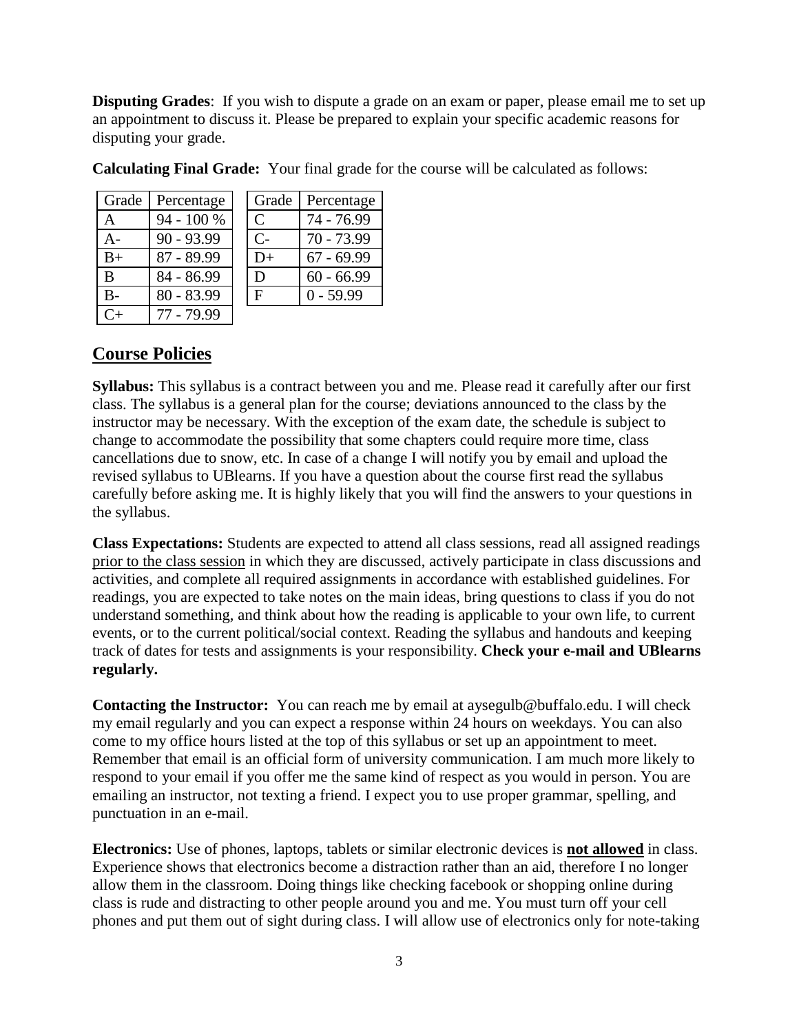**Disputing Grades**: If you wish to dispute a grade on an exam or paper, please email me to set up an appointment to discuss it. Please be prepared to explain your specific academic reasons for disputing your grade.

**Calculating Final Grade:** Your final grade for the course will be calculated as follows:

| Grade | Percentage |
|---|---|
| A | 94 - 100 % |
| A- | 90 - 93.99 |
| B+ | 87 - 89.99 |
| B | 84 - 86.99 |
| B- | 80 - 83.99 |
| C+ | 77 - 79.99 |

| Grade | Percentage |
|---|---|
| C | 74 - 76.99 |
| C- | 70 - 73.99 |
| D+ | 67 - 69.99 |
| D | 60 - 66.99 |
| F | 0 - 59.99 |

## Course Policies

**Syllabus:** This syllabus is a contract between you and me. Please read it carefully after our first class. The syllabus is a general plan for the course; deviations announced to the class by the instructor may be necessary. With the exception of the exam date, the schedule is subject to change to accommodate the possibility that some chapters could require more time, class cancellations due to snow, etc. In case of a change I will notify you by email and upload the revised syllabus to UBlearns. If you have a question about the course first read the syllabus carefully before asking me. It is highly likely that you will find the answers to your questions in the syllabus.

**Class Expectations:** Students are expected to attend all class sessions, read all assigned readings prior to the class session in which they are discussed, actively participate in class discussions and activities, and complete all required assignments in accordance with established guidelines. For readings, you are expected to take notes on the main ideas, bring questions to class if you do not understand something, and think about how the reading is applicable to your own life, to current events, or to the current political/social context. Reading the syllabus and handouts and keeping track of dates for tests and assignments is your responsibility. **Check your e-mail and UBlearns regularly.**

**Contacting the Instructor:** You can reach me by email at aysegulb@buffalo.edu. I will check my email regularly and you can expect a response within 24 hours on weekdays. You can also come to my office hours listed at the top of this syllabus or set up an appointment to meet. Remember that email is an official form of university communication. I am much more likely to respond to your email if you offer me the same kind of respect as you would in person. You are emailing an instructor, not texting a friend. I expect you to use proper grammar, spelling, and punctuation in an e-mail.

**Electronics:** Use of phones, laptops, tablets or similar electronic devices is **not allowed** in class. Experience shows that electronics become a distraction rather than an aid, therefore I no longer allow them in the classroom. Doing things like checking facebook or shopping online during class is rude and distracting to other people around you and me. You must turn off your cell phones and put them out of sight during class. I will allow use of electronics only for note-taking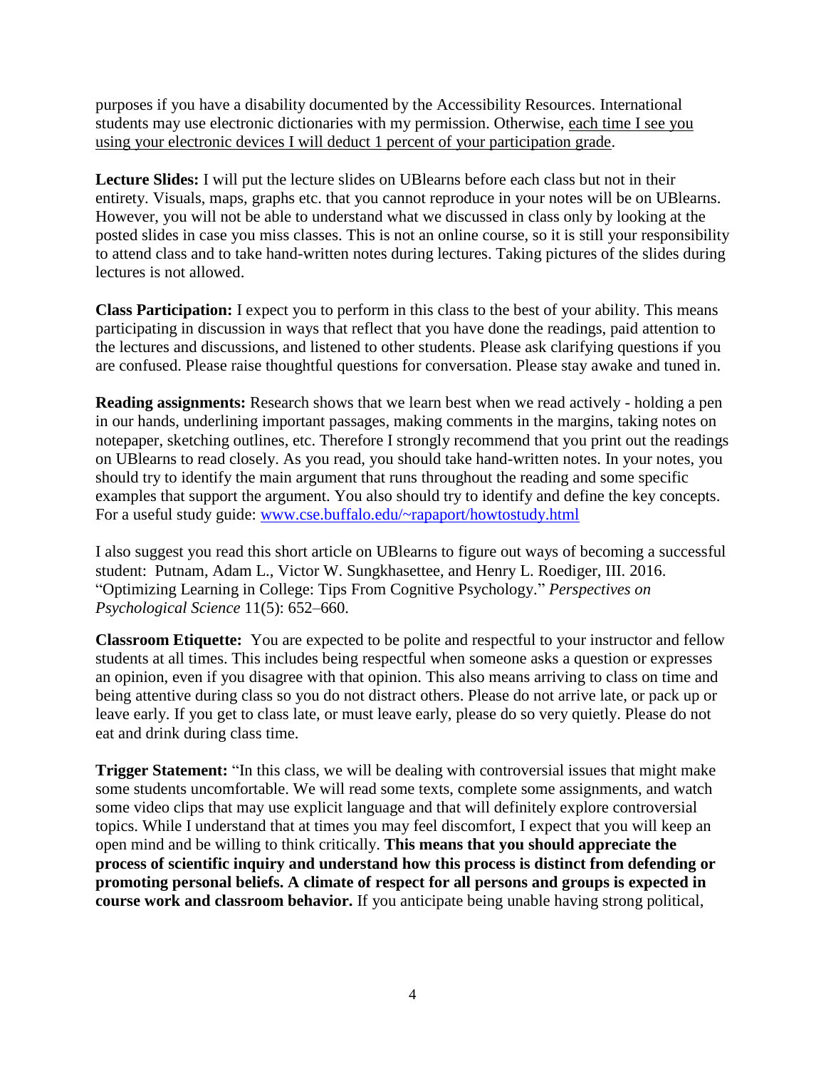purposes if you have a disability documented by the Accessibility Resources. International students may use electronic dictionaries with my permission. Otherwise, <u>each time I see you using your electronic devices I will deduct 1 percent of your participation grade</u>.

**Lecture Slides:** I will put the lecture slides on UBlearns before each class but not in their entirety. Visuals, maps, graphs etc. that you cannot reproduce in your notes will be on UBlearns. However, you will not be able to understand what we discussed in class only by looking at the posted slides in case you miss classes. This is not an online course, so it is still your responsibility to attend class and to take hand-written notes during lectures. Taking pictures of the slides during lectures is not allowed.

**Class Participation:** I expect you to perform in this class to the best of your ability. This means participating in discussion in ways that reflect that you have done the readings, paid attention to the lectures and discussions, and listened to other students. Please ask clarifying questions if you are confused. Please raise thoughtful questions for conversation. Please stay awake and tuned in.

**Reading assignments:** Research shows that we learn best when we read actively - holding a pen in our hands, underlining important passages, making comments in the margins, taking notes on notepaper, sketching outlines, etc. Therefore I strongly recommend that you print out the readings on UBlearns to read closely. As you read, you should take hand-written notes. In your notes, you should try to identify the main argument that runs throughout the reading and some specific examples that support the argument. You also should try to identify and define the key concepts. For a useful study guide: [www.cse.buffalo.edu/~rapaport/howtostudy.html](www.cse.buffalo.edu/~rapaport/howtostudy.html)

I also suggest you read this short article on UBlearns to figure out ways of becoming a successful student: Putnam, Adam L., Victor W. Sungkhasettee, and Henry L. Roediger, III. 2016. "Optimizing Learning in College: Tips From Cognitive Psychology." *Perspectives on Psychological Science* 11(5): 652–660.

**Classroom Etiquette:** You are expected to be polite and respectful to your instructor and fellow students at all times. This includes being respectful when someone asks a question or expresses an opinion, even if you disagree with that opinion. This also means arriving to class on time and being attentive during class so you do not distract others. Please do not arrive late, or pack up or leave early. If you get to class late, or must leave early, please do so very quietly. Please do not eat and drink during class time.

**Trigger Statement:** "In this class, we will be dealing with controversial issues that might make some students uncomfortable. We will read some texts, complete some assignments, and watch some video clips that may use explicit language and that will definitely explore controversial topics. While I understand that at times you may feel discomfort, I expect that you will keep an open mind and be willing to think critically. **This means that you should appreciate the process of scientific inquiry and understand how this process is distinct from defending or promoting personal beliefs. A climate of respect for all persons and groups is expected in course work and classroom behavior.** If you anticipate being unable having strong political,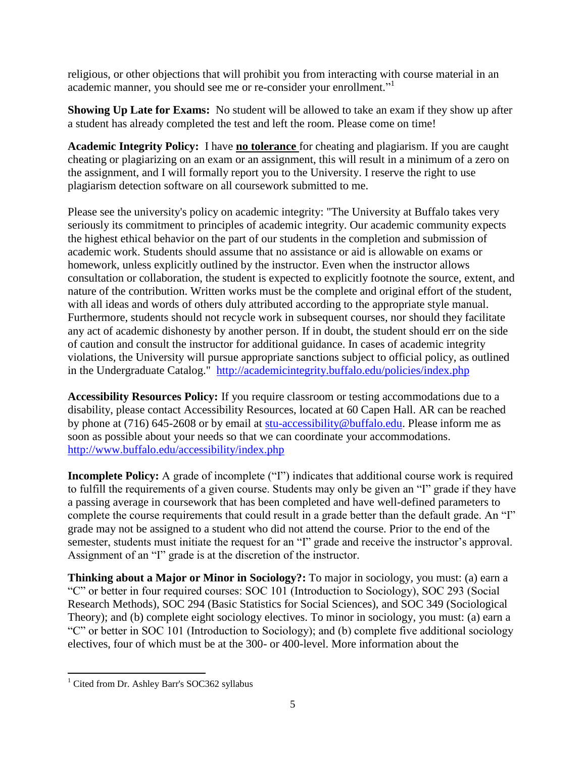religious, or other objections that will prohibit you from interacting with course material in an academic manner, you should see me or re-consider your enrollment."[1]

**Showing Up Late for Exams:** No student will be allowed to take an exam if they show up after a student has already completed the test and left the room. Please come on time!

**Academic Integrity Policy:** I have **no tolerance** for cheating and plagiarism. If you are caught cheating or plagiarizing on an exam or an assignment, this will result in a minimum of a zero on the assignment, and I will formally report you to the University. I reserve the right to use plagiarism detection software on all coursework submitted to me.

Please see the university's policy on academic integrity: "The University at Buffalo takes very seriously its commitment to principles of academic integrity. Our academic community expects the highest ethical behavior on the part of our students in the completion and submission of academic work. Students should assume that no assistance or aid is allowable on exams or homework, unless explicitly outlined by the instructor. Even when the instructor allows consultation or collaboration, the student is expected to explicitly footnote the source, extent, and nature of the contribution. Written works must be the complete and original effort of the student, with all ideas and words of others duly attributed according to the appropriate style manual. Furthermore, students should not recycle work in subsequent courses, nor should they facilitate any act of academic dishonesty by another person. If in doubt, the student should err on the side of caution and consult the instructor for additional guidance. In cases of academic integrity violations, the University will pursue appropriate sanctions subject to official policy, as outlined in the Undergraduate Catalog." http://academicintegrity.buffalo.edu/policies/index.php

**Accessibility Resources Policy:** If you require classroom or testing accommodations due to a disability, please contact Accessibility Resources, located at 60 Capen Hall. AR can be reached by phone at (716) 645-2608 or by email at stu-accessibility@buffalo.edu. Please inform me as soon as possible about your needs so that we can coordinate your accommodations. http://www.buffalo.edu/accessibility/index.php

**Incomplete Policy:** A grade of incomplete ("I") indicates that additional course work is required to fulfill the requirements of a given course. Students may only be given an "I" grade if they have a passing average in coursework that has been completed and have well-defined parameters to complete the course requirements that could result in a grade better than the default grade. An "I" grade may not be assigned to a student who did not attend the course. Prior to the end of the semester, students must initiate the request for an "I" grade and receive the instructor's approval. Assignment of an "I" grade is at the discretion of the instructor.

**Thinking about a Major or Minor in Sociology?:** To major in sociology, you must: (a) earn a "C" or better in four required courses: SOC 101 (Introduction to Sociology), SOC 293 (Social Research Methods), SOC 294 (Basic Statistics for Social Sciences), and SOC 349 (Sociological Theory); and (b) complete eight sociology electives. To minor in sociology, you must: (a) earn a "C" or better in SOC 101 (Introduction to Sociology); and (b) complete five additional sociology electives, four of which must be at the 300- or 400-level. More information about the

---

[1] Cited from Dr. Ashley Barr's SOC362 syllabus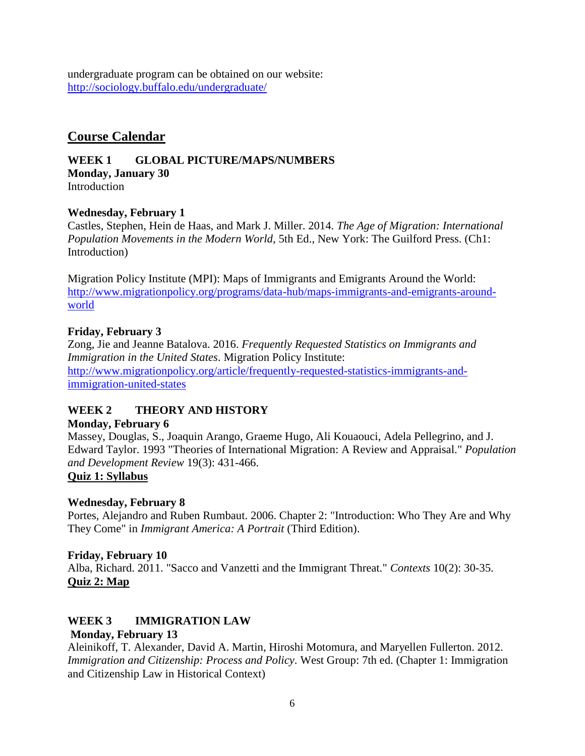undergraduate program can be obtained on our website: http://sociology.buffalo.edu/undergraduate/

## Course Calendar

**WEEK 1 GLOBAL PICTURE/MAPS/NUMBERS**

**Monday, January 30**
Introduction

**Wednesday, February 1**
Castles, Stephen, Hein de Haas, and Mark J. Miller. 2014. *The Age of Migration: International Population Movements in the Modern World*, 5th Ed., New York: The Guilford Press. (Ch1: Introduction)

Migration Policy Institute (MPI): Maps of Immigrants and Emigrants Around the World: http://www.migrationpolicy.org/programs/data-hub/maps-immigrants-and-emigrants-around-world

**Friday, February 3**
Zong, Jie and Jeanne Batalova. 2016. *Frequently Requested Statistics on Immigrants and Immigration in the United States*. Migration Policy Institute: http://www.migrationpolicy.org/article/frequently-requested-statistics-immigrants-and-immigration-united-states

**WEEK 2 THEORY AND HISTORY**

**Monday, February 6**
Massey, Douglas, S., Joaquin Arango, Graeme Hugo, Ali Kouaouci, Adela Pellegrino, and J. Edward Taylor. 1993 "Theories of International Migration: A Review and Appraisal." *Population and Development Review* 19(3): 431-466.
**Quiz 1: Syllabus**

**Wednesday, February 8**
Portes, Alejandro and Ruben Rumbaut. 2006. Chapter 2: "Introduction: Who They Are and Why They Come" in *Immigrant America: A Portrait* (Third Edition).

**Friday, February 10**
Alba, Richard. 2011. "Sacco and Vanzetti and the Immigrant Threat." *Contexts* 10(2): 30-35.
**Quiz 2: Map**

**WEEK 3 IMMIGRATION LAW**

**Monday, February 13**
Aleinikoff, T. Alexander, David A. Martin, Hiroshi Motomura, and Maryellen Fullerton. 2012. *Immigration and Citizenship: Process and Policy*. West Group: 7th ed. (Chapter 1: Immigration and Citizenship Law in Historical Context)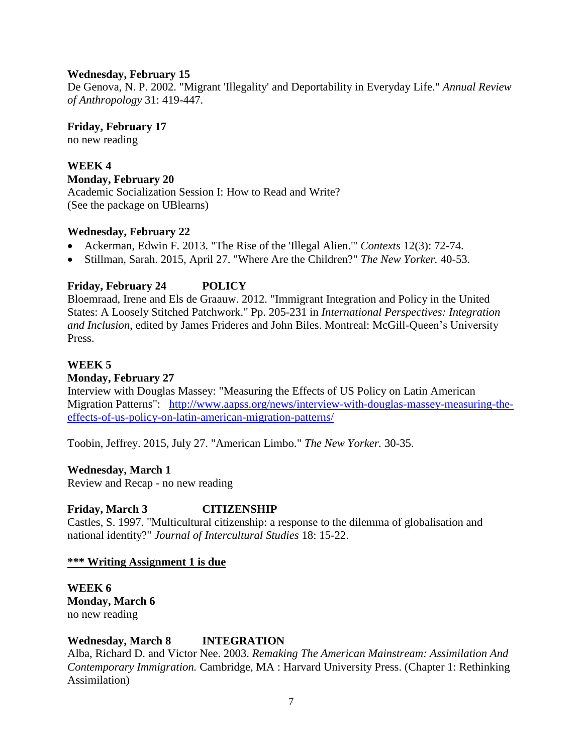**Wednesday, February 15**
De Genova, N. P. 2002. "Migrant 'Illegality' and Deportability in Everyday Life." *Annual Review of Anthropology* 31: 419-447.

**Friday, February 17**
no new reading

**WEEK 4**
**Monday, February 20**
Academic Socialization Session I: How to Read and Write?
(See the package on UBlearns)

**Wednesday, February 22**

- Ackerman, Edwin F. 2013. "The Rise of the 'Illegal Alien.'" *Contexts* 12(3): 72-74.
- Stillman, Sarah. 2015, April 27. "Where Are the Children?" *The New Yorker.* 40-53.

**Friday, February 24 POLICY**
Bloemraad, Irene and Els de Graauw. 2012. "Immigrant Integration and Policy in the United States: A Loosely Stitched Patchwork." Pp. 205-231 in *International Perspectives: Integration and Inclusion*, edited by James Frideres and John Biles. Montreal: McGill-Queen's University Press.

**WEEK 5**
**Monday, February 27**
Interview with Douglas Massey: "Measuring the Effects of US Policy on Latin American Migration Patterns": [http://www.aapss.org/news/interview-with-douglas-massey-measuring-the-effects-of-us-policy-on-latin-american-migration-patterns/](http://www.aapss.org/news/interview-with-douglas-massey-measuring-the-effects-of-us-policy-on-latin-american-migration-patterns/)

Toobin, Jeffrey. 2015, July 27. "American Limbo." *The New Yorker.* 30-35.

**Wednesday, March 1**
Review and Recap - no new reading

**Friday, March 3 CITIZENSHIP**
Castles, S. 1997. "Multicultural citizenship: a response to the dilemma of globalisation and national identity?" *Journal of Intercultural Studies* 18: 15-22.

**<u>*** Writing Assignment 1 is due</u>**

**WEEK 6**
**Monday, March 6**
no new reading

**Wednesday, March 8 INTEGRATION**
Alba, Richard D. and Victor Nee. 2003. *Remaking The American Mainstream: Assimilation And Contemporary Immigration.* Cambridge, MA : Harvard University Press. (Chapter 1: Rethinking Assimilation)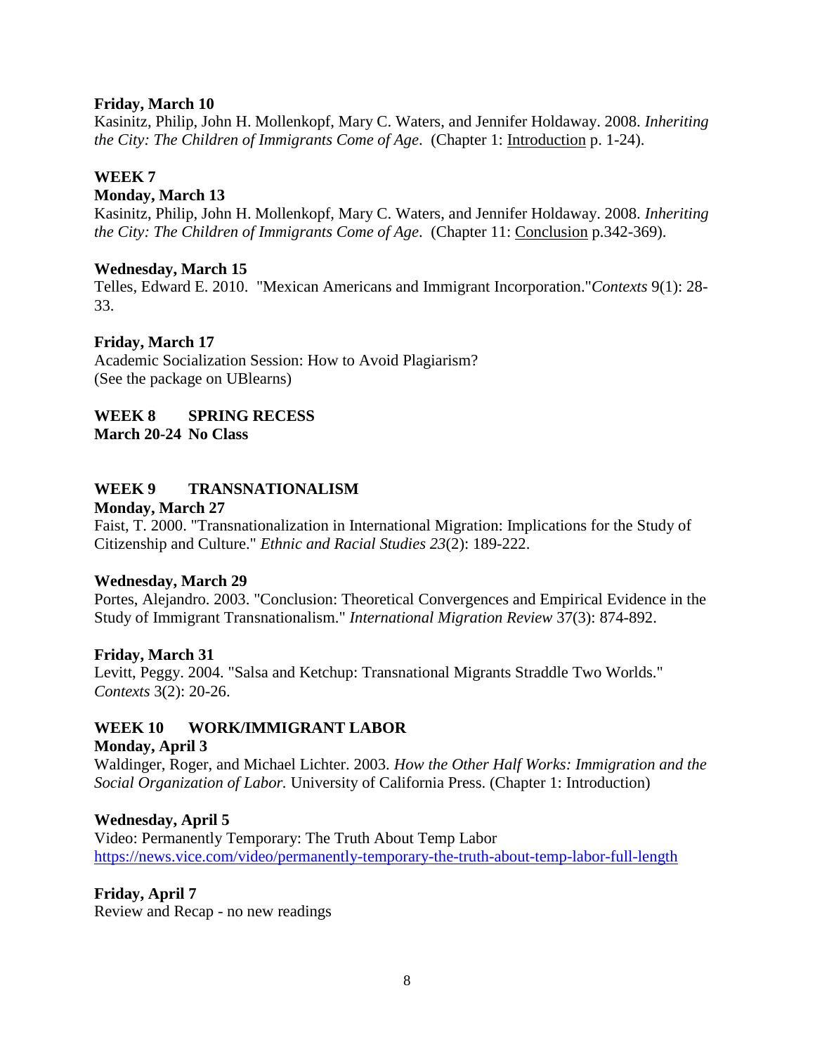**Friday, March 10**
Kasinitz, Philip, John H. Mollenkopf, Mary C. Waters, and Jennifer Holdaway. 2008. *Inheriting the City: The Children of Immigrants Come of Age*. (Chapter 1: Introduction p. 1-24).

**WEEK 7**
**Monday, March 13**
Kasinitz, Philip, John H. Mollenkopf, Mary C. Waters, and Jennifer Holdaway. 2008. *Inheriting the City: The Children of Immigrants Come of Age*. (Chapter 11: Conclusion p.342-369).

**Wednesday, March 15**
Telles, Edward E. 2010. "Mexican Americans and Immigrant Incorporation."*Contexts* 9(1): 28-33.

**Friday, March 17**
Academic Socialization Session: How to Avoid Plagiarism?
(See the package on UBlearns)

**WEEK 8 SPRING RECESS**
**March 20-24 No Class**

**WEEK 9 TRANSNATIONALISM**
**Monday, March 27**
Faist, T. 2000. "Transnationalization in International Migration: Implications for the Study of Citizenship and Culture." *Ethnic and Racial Studies 23*(2): 189-222.

**Wednesday, March 29**
Portes, Alejandro. 2003. "Conclusion: Theoretical Convergences and Empirical Evidence in the Study of Immigrant Transnationalism." *International Migration Review* 37(3): 874-892.

**Friday, March 31**
Levitt, Peggy. 2004. "Salsa and Ketchup: Transnational Migrants Straddle Two Worlds." *Contexts* 3(2): 20-26.

**WEEK 10 WORK/IMMIGRANT LABOR**
**Monday, April 3**
Waldinger, Roger, and Michael Lichter. 2003. *How the Other Half Works: Immigration and the Social Organization of Labor.* University of California Press. (Chapter 1: Introduction)

**Wednesday, April 5**
Video: Permanently Temporary: The Truth About Temp Labor
https://news.vice.com/video/permanently-temporary-the-truth-about-temp-labor-full-length

**Friday, April 7**
Review and Recap - no new readings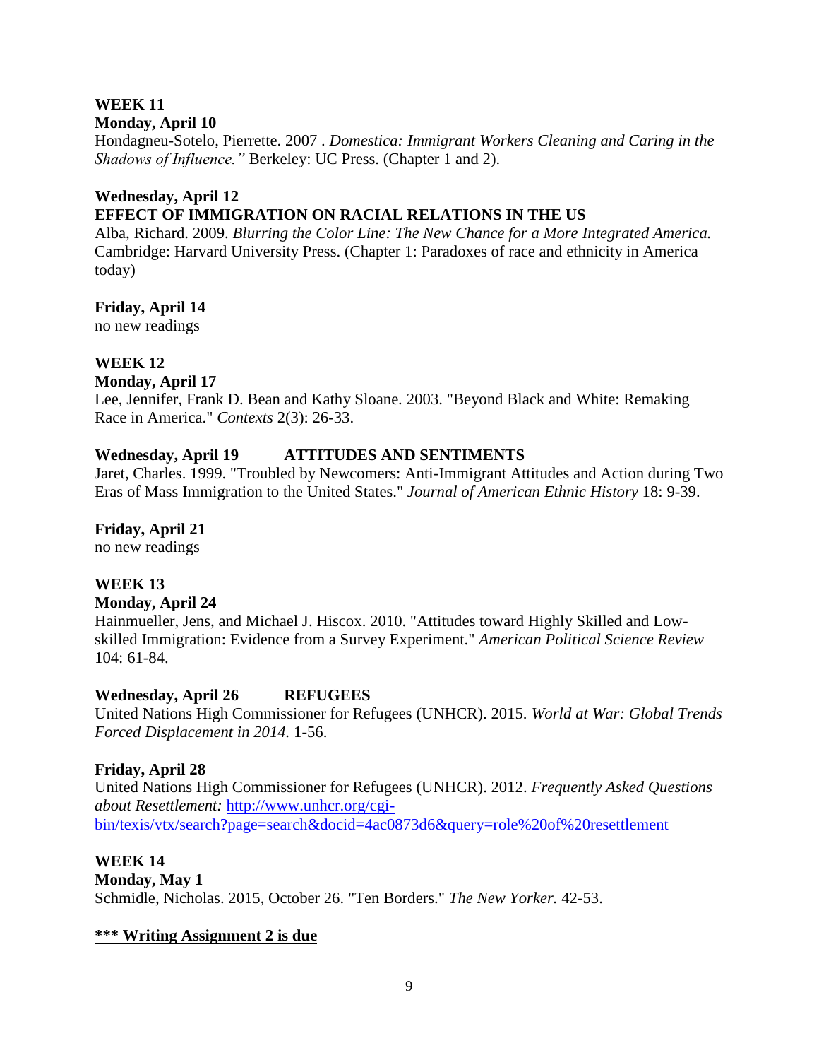**WEEK 11**

**Monday, April 10**

Hondagneu-Sotelo, Pierrette. 2007 . *Domestica: Immigrant Workers Cleaning and Caring in the Shadows of Influence."* Berkeley: UC Press. (Chapter 1 and 2).

**Wednesday, April 12**

**EFFECT OF IMMIGRATION ON RACIAL RELATIONS IN THE US**

Alba, Richard. 2009. *Blurring the Color Line: The New Chance for a More Integrated America.* Cambridge: Harvard University Press. (Chapter 1: Paradoxes of race and ethnicity in America today)

**Friday, April 14**

no new readings

**WEEK 12**

**Monday, April 17**

Lee, Jennifer, Frank D. Bean and Kathy Sloane. 2003. "Beyond Black and White: Remaking Race in America." *Contexts* 2(3): 26-33.

**Wednesday, April 19 ATTITUDES AND SENTIMENTS**

Jaret, Charles. 1999. "Troubled by Newcomers: Anti-Immigrant Attitudes and Action during Two Eras of Mass Immigration to the United States." *Journal of American Ethnic History* 18: 9-39.

**Friday, April 21**

no new readings

**WEEK 13**

**Monday, April 24**

Hainmueller, Jens, and Michael J. Hiscox. 2010. "Attitudes toward Highly Skilled and Low-skilled Immigration: Evidence from a Survey Experiment." *American Political Science Review* 104: 61-84.

**Wednesday, April 26 REFUGEES**

United Nations High Commissioner for Refugees (UNHCR). 2015. *World at War: Global Trends Forced Displacement in 2014.* 1-56.

**Friday, April 28**

United Nations High Commissioner for Refugees (UNHCR). 2012. *Frequently Asked Questions about Resettlement:* http://www.unhcr.org/cgi-bin/texis/vtx/search?page=search&docid=4ac0873d6&query=role%20of%20resettlement

**WEEK 14**

**Monday, May 1**

Schmidle, Nicholas. 2015, October 26. "Ten Borders." *The New Yorker.* 42-53.

**\*\*\* Writing Assignment 2 is due**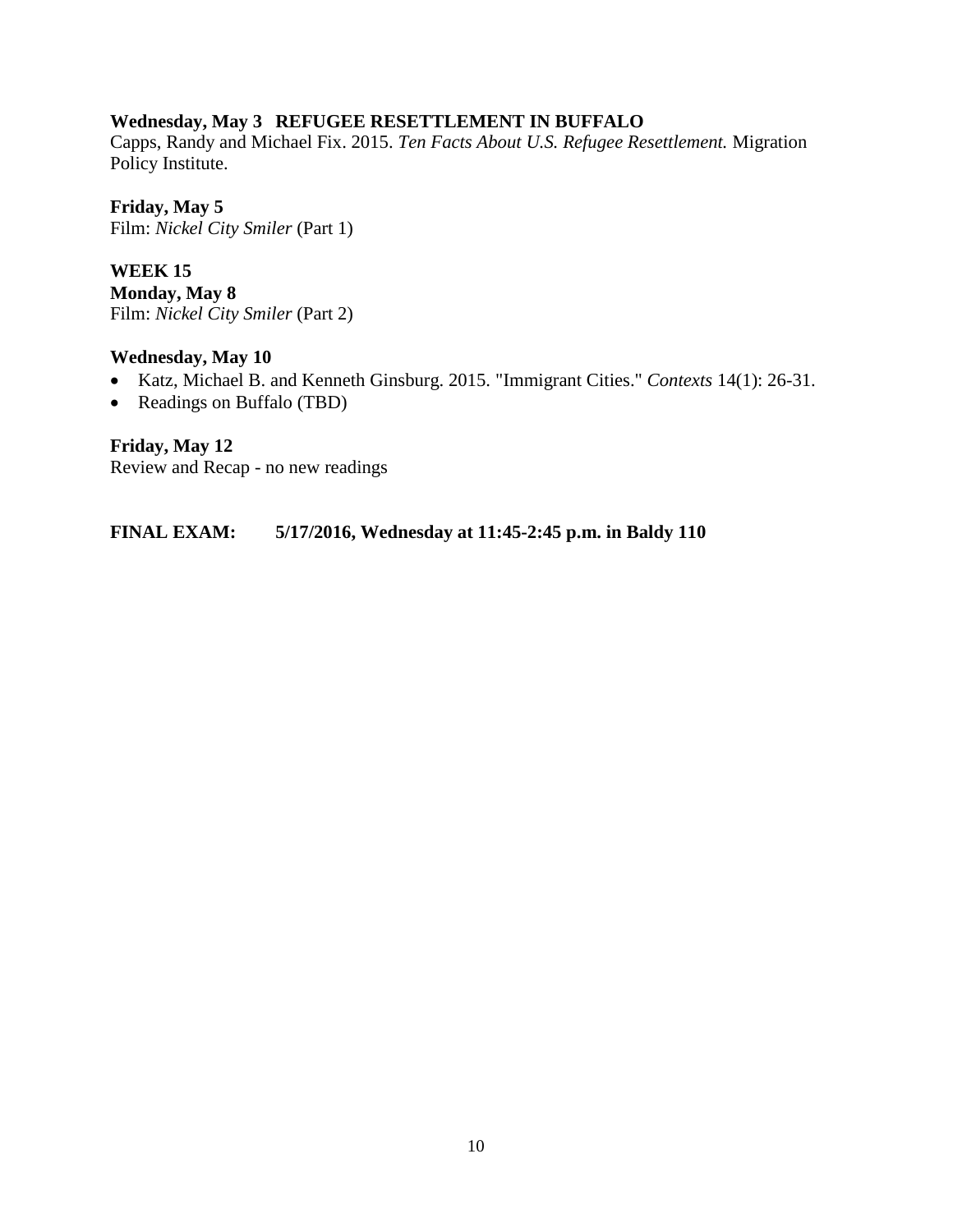**Wednesday, May 3   REFUGEE RESETTLEMENT IN BUFFALO**
Capps, Randy and Michael Fix. 2015. *Ten Facts About U.S. Refugee Resettlement.* Migration Policy Institute.

**Friday, May 5**
Film: *Nickel City Smiler* (Part 1)

**WEEK 15**
**Monday, May 8**
Film: *Nickel City Smiler* (Part 2)

**Wednesday, May 10**

- Katz, Michael B. and Kenneth Ginsburg. 2015. "Immigrant Cities." *Contexts* 14(1): 26-31.
- Readings on Buffalo (TBD)

**Friday, May 12**
Review and Recap - no new readings

**FINAL EXAM:   5/17/2016, Wednesday at 11:45-2:45 p.m. in Baldy 110**